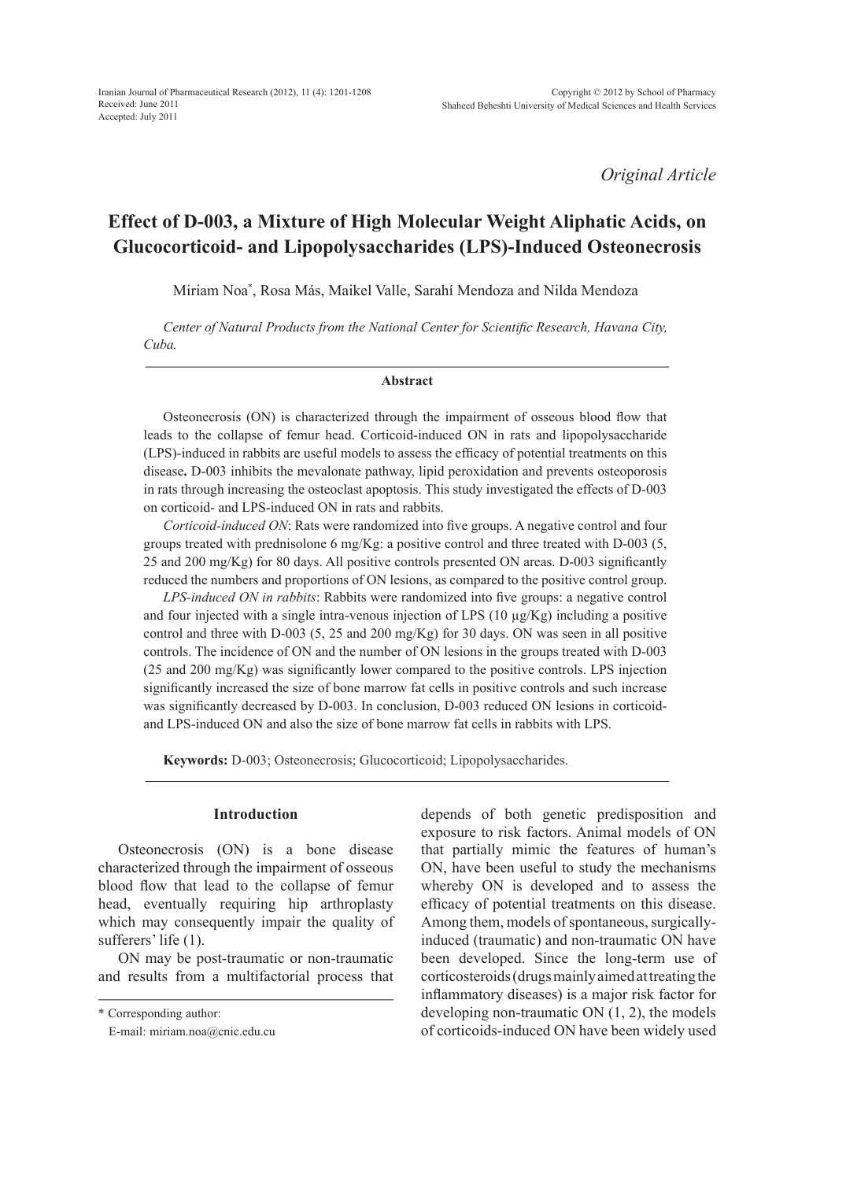*Original Article*

# Effect of D-003, a Mixture of High Molecular Weight Aliphatic Acids, on Glucocorticoid- and Lipopolysaccharides (LPS)-Induced Osteonecrosis

Miriam Noa*, Rosa Más, Maikel Valle, Sarahí Mendoza and Nilda Mendoza

*Center of Natural Products from the National Center for Scientific Research, Havana City, Cuba.*

## Abstract

Osteonecrosis (ON) is characterized through the impairment of osseous blood flow that leads to the collapse of femur head. Corticoid-induced ON in rats and lipopolysaccharide (LPS)-induced in rabbits are useful models to assess the efficacy of potential treatments on this disease**.** D-003 inhibits the mevalonate pathway, lipid peroxidation and prevents osteoporosis in rats through increasing the osteoclast apoptosis. This study investigated the effects of D-003 on corticoid- and LPS-induced ON in rats and rabbits.

*Corticoid-induced ON*: Rats were randomized into five groups. A negative control and four groups treated with prednisolone 6 mg/Kg: a positive control and three treated with D-003 (5, 25 and 200 mg/Kg) for 80 days. All positive controls presented ON areas. D-003 significantly reduced the numbers and proportions of ON lesions, as compared to the positive control group.

*LPS-induced ON in rabbits*: Rabbits were randomized into five groups: a negative control and four injected with a single intra-venous injection of LPS (10 μg/Kg) including a positive control and three with D-003 (5, 25 and 200 mg/Kg) for 30 days. ON was seen in all positive controls. The incidence of ON and the number of ON lesions in the groups treated with D-003 (25 and 200 mg/Kg) was significantly lower compared to the positive controls. LPS injection significantly increased the size of bone marrow fat cells in positive controls and such increase was significantly decreased by D-003. In conclusion, D-003 reduced ON lesions in corticoid- and LPS-induced ON and also the size of bone marrow fat cells in rabbits with LPS.

**Keywords:** D-003; Osteonecrosis; Glucocorticoid; Lipopolysaccharides.

## Introduction

Osteonecrosis (ON) is a bone disease characterized through the impairment of osseous blood flow that lead to the collapse of femur head, eventually requiring hip arthroplasty which may consequently impair the quality of sufferers' life (1).

ON may be post-traumatic or non-traumatic and results from a multifactorial process that depends of both genetic predisposition and exposure to risk factors. Animal models of ON that partially mimic the features of human's ON, have been useful to study the mechanisms whereby ON is developed and to assess the efficacy of potential treatments on this disease. Among them, models of spontaneous, surgically-induced (traumatic) and non-traumatic ON have been developed. Since the long-term use of corticosteroids (drugs mainly aimed at treating the inflammatory diseases) is a major risk factor for developing non-traumatic ON (1, 2), the models of corticoids-induced ON have been widely used

\* Corresponding author:
E-mail: miriam.noa@cnic.edu.cu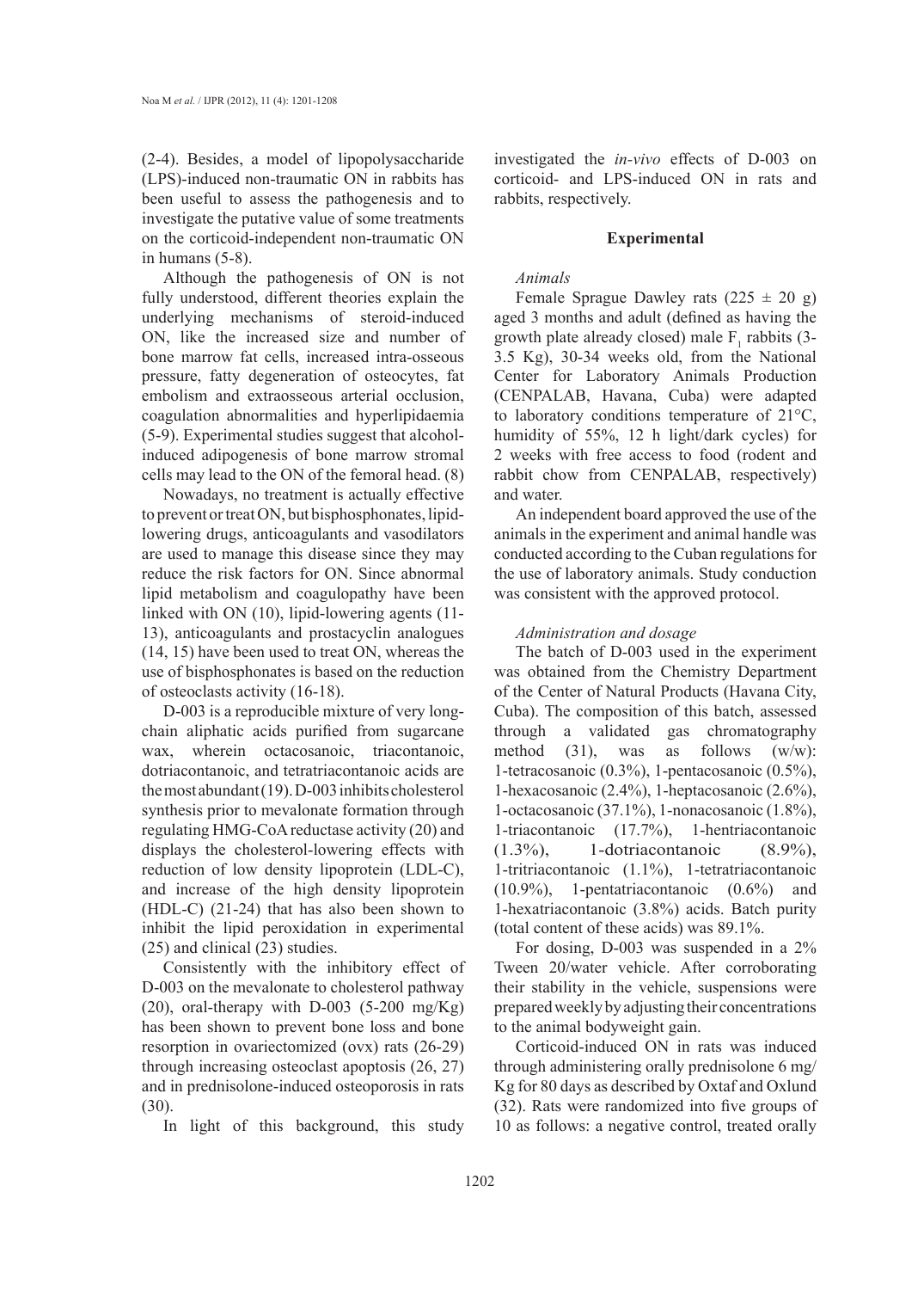(2-4). Besides, a model of lipopolysaccharide (LPS)-induced non-traumatic ON in rabbits has been useful to assess the pathogenesis and to investigate the putative value of some treatments on the corticoid-independent non-traumatic ON in humans (5-8).

Although the pathogenesis of ON is not fully understood, different theories explain the underlying mechanisms of steroid-induced ON, like the increased size and number of bone marrow fat cells, increased intra-osseous pressure, fatty degeneration of osteocytes, fat embolism and extraosseous arterial occlusion, coagulation abnormalities and hyperlipidaemia (5-9). Experimental studies suggest that alcohol-induced adipogenesis of bone marrow stromal cells may lead to the ON of the femoral head. (8)

Nowadays, no treatment is actually effective to prevent or treat ON, but bisphosphonates, lipid-lowering drugs, anticoagulants and vasodilators are used to manage this disease since they may reduce the risk factors for ON. Since abnormal lipid metabolism and coagulopathy have been linked with ON (10), lipid-lowering agents (11-13), anticoagulants and prostacyclin analogues (14, 15) have been used to treat ON, whereas the use of bisphosphonates is based on the reduction of osteoclasts activity (16-18).

D-003 is a reproducible mixture of very long-chain aliphatic acids purified from sugarcane wax, wherein octacosanoic, triacontanoic, dotriacontanoic, and tetratriacontanoic acids are the most abundant (19). D-003 inhibits cholesterol synthesis prior to mevalonate formation through regulating HMG-CoA reductase activity (20) and displays the cholesterol-lowering effects with reduction of low density lipoprotein (LDL-C), and increase of the high density lipoprotein (HDL-C) (21-24) that has also been shown to inhibit the lipid peroxidation in experimental (25) and clinical (23) studies.

Consistently with the inhibitory effect of D-003 on the mevalonate to cholesterol pathway (20), oral-therapy with D-003 (5-200 mg/Kg) has been shown to prevent bone loss and bone resorption in ovariectomized (ovx) rats (26-29) through increasing osteoclast apoptosis (26, 27) and in prednisolone-induced osteoporosis in rats (30).

In light of this background, this study investigated the *in-vivo* effects of D-003 on corticoid- and LPS-induced ON in rats and rabbits, respectively.

## Experimental

### *Animals*

Female Sprague Dawley rats (225 ± 20 g) aged 3 months and adult (defined as having the growth plate already closed) male $F_1$ rabbits (3-3.5 Kg), 30-34 weeks old, from the National Center for Laboratory Animals Production (CENPALAB, Havana, Cuba) were adapted to laboratory conditions temperature of 21°C, humidity of 55%, 12 h light/dark cycles) for 2 weeks with free access to food (rodent and rabbit chow from CENPALAB, respectively) and water.

An independent board approved the use of the animals in the experiment and animal handle was conducted according to the Cuban regulations for the use of laboratory animals. Study conduction was consistent with the approved protocol.

### *Administration and dosage*

The batch of D-003 used in the experiment was obtained from the Chemistry Department of the Center of Natural Products (Havana City, Cuba). The composition of this batch, assessed through a validated gas chromatography method (31), was as follows (w/w): 1-tetracosanoic (0.3%), 1-pentacosanoic (0.5%), 1-hexacosanoic (2.4%), 1-heptacosanoic (2.6%), 1-octacosanoic (37.1%), 1-nonacosanoic (1.8%), 1-triacontanoic (17.7%), 1-hentriacontanoic (1.3%), 1-dotriacontanoic (8.9%), 1-tritriacontanoic (1.1%), 1-tetratriacontanoic (10.9%), 1-pentatriacontanoic (0.6%) and 1-hexatriacontanoic (3.8%) acids. Batch purity (total content of these acids) was 89.1%.

For dosing, D-003 was suspended in a 2% Tween 20/water vehicle. After corroborating their stability in the vehicle, suspensions were prepared weekly by adjusting their concentrations to the animal bodyweight gain.

Corticoid-induced ON in rats was induced through administering orally prednisolone 6 mg/Kg for 80 days as described by Oxtaf and Oxlund (32). Rats were randomized into five groups of 10 as follows: a negative control, treated orally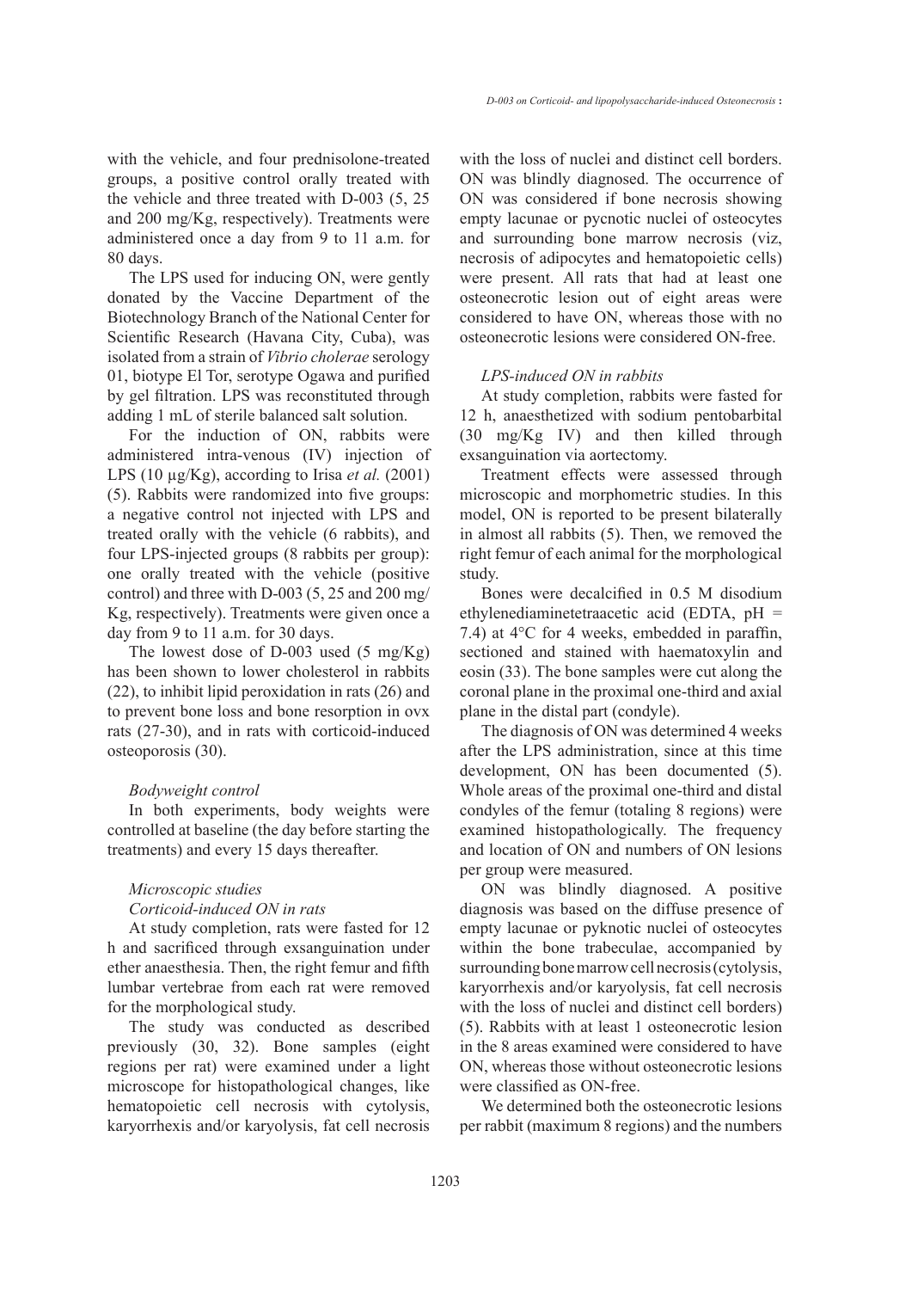with the vehicle, and four prednisolone-treated groups, a positive control orally treated with the vehicle and three treated with D-003 (5, 25 and 200 mg/Kg, respectively). Treatments were administered once a day from 9 to 11 a.m. for 80 days.

The LPS used for inducing ON, were gently donated by the Vaccine Department of the Biotechnology Branch of the National Center for Scientific Research (Havana City, Cuba), was isolated from a strain of *Vibrio cholerae* serology 01, biotype El Tor, serotype Ogawa and purified by gel filtration. LPS was reconstituted through adding 1 mL of sterile balanced salt solution.

For the induction of ON, rabbits were administered intra-venous (IV) injection of LPS (10 µg/Kg), according to Irisa *et al.* (2001) (5). Rabbits were randomized into five groups: a negative control not injected with LPS and treated orally with the vehicle (6 rabbits), and four LPS-injected groups (8 rabbits per group): one orally treated with the vehicle (positive control) and three with D-003 (5, 25 and 200 mg/Kg, respectively). Treatments were given once a day from 9 to 11 a.m. for 30 days.

The lowest dose of D-003 used (5 mg/Kg) has been shown to lower cholesterol in rabbits (22), to inhibit lipid peroxidation in rats (26) and to prevent bone loss and bone resorption in ovx rats (27-30), and in rats with corticoid-induced osteoporosis (30).

*Bodyweight control*

In both experiments, body weights were controlled at baseline (the day before starting the treatments) and every 15 days thereafter.

*Microscopic studies*

*Corticoid-induced ON in rats*

At study completion, rats were fasted for 12 h and sacrificed through exsanguination under ether anaesthesia. Then, the right femur and fifth lumbar vertebrae from each rat were removed for the morphological study.

The study was conducted as described previously (30, 32). Bone samples (eight regions per rat) were examined under a light microscope for histopathological changes, like hematopoietic cell necrosis with cytolysis, karyorrhexis and/or karyolysis, fat cell necrosis with the loss of nuclei and distinct cell borders. ON was blindly diagnosed. The occurrence of ON was considered if bone necrosis showing empty lacunae or pycnotic nuclei of osteocytes and surrounding bone marrow necrosis (viz, necrosis of adipocytes and hematopoietic cells) were present. All rats that had at least one osteonecrotic lesion out of eight areas were considered to have ON, whereas those with no osteonecrotic lesions were considered ON-free.

*LPS-induced ON in rabbits*

At study completion, rabbits were fasted for 12 h, anaesthetized with sodium pentobarbital (30 mg/Kg IV) and then killed through exsanguination via aortectomy.

Treatment effects were assessed through microscopic and morphometric studies. In this model, ON is reported to be present bilaterally in almost all rabbits (5). Then, we removed the right femur of each animal for the morphological study.

Bones were decalcified in 0.5 M disodium ethylenediaminetetraacetic acid (EDTA, pH = 7.4) at 4°C for 4 weeks, embedded in paraffin, sectioned and stained with haematoxylin and eosin (33). The bone samples were cut along the coronal plane in the proximal one-third and axial plane in the distal part (condyle).

The diagnosis of ON was determined 4 weeks after the LPS administration, since at this time development, ON has been documented (5). Whole areas of the proximal one-third and distal condyles of the femur (totaling 8 regions) were examined histopathologically. The frequency and location of ON and numbers of ON lesions per group were measured.

ON was blindly diagnosed. A positive diagnosis was based on the diffuse presence of empty lacunae or pyknotic nuclei of osteocytes within the bone trabeculae, accompanied by surrounding bone marrow cell necrosis (cytolysis, karyorrhexis and/or karyolysis, fat cell necrosis with the loss of nuclei and distinct cell borders) (5). Rabbits with at least 1 osteonecrotic lesion in the 8 areas examined were considered to have ON, whereas those without osteonecrotic lesions were classified as ON-free.

We determined both the osteonecrotic lesions per rabbit (maximum 8 regions) and the numbers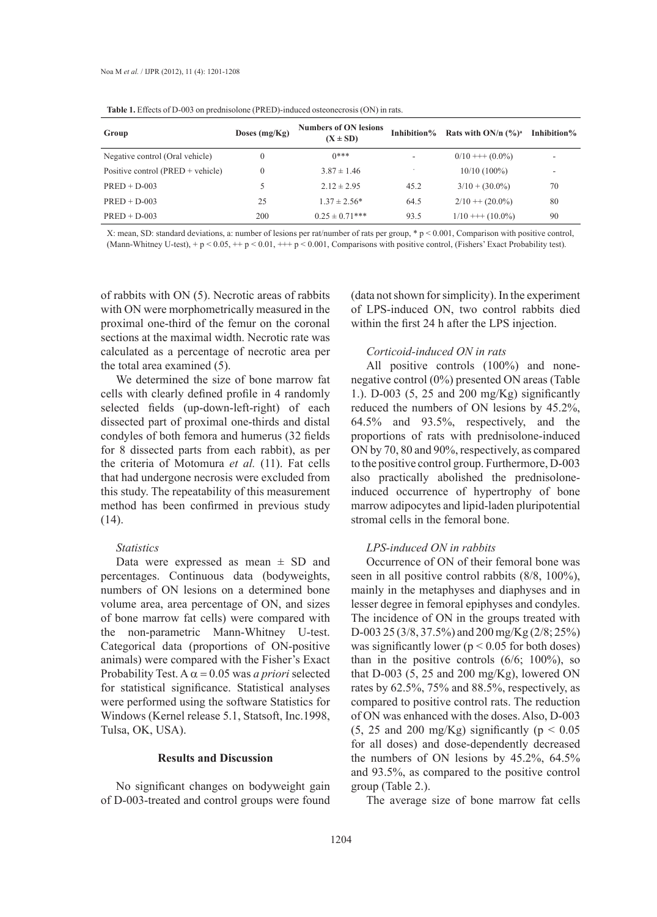**Table 1.** Effects of D-003 on prednisolone (PRED)-induced osteonecrosis (ON) in rats.

| Group | Doses (mg/Kg) | Numbers of ON lesions (X ± SD) | Inhibition% | Rats with ON/n (%)[a] | Inhibition% |
|---|---|---|---|---|---|
| Negative control (Oral vehicle) | 0 | 0*** | - | 0/10 +++ (0.0%) | - |
| Positive control (PRED + vehicle) | 0 | 3.87 ± 1.46 | - | 10/10 (100%) | - |
| PRED + D-003 | 5 | 2.12 ± 2.95 | 45.2 | 3/10 + (30.0%) | 70 |
| PRED + D-003 | 25 | 1.37 ± 2.56* | 64.5 | 2/10 ++ (20.0%) | 80 |
| PRED + D-003 | 200 | 0.25 ± 0.71*** | 93.5 | 1/10 +++ (10.0%) | 90 |

X: mean, SD: standard deviations, a: number of lesions per rat/number of rats per group, * $p < 0.001$, Comparison with positive control, (Mann-Whitney U-test), + $p < 0.05$, ++ $p < 0.01$, +++ $p < 0.001$, Comparisons with positive control, (Fishers' Exact Probability test).

of rabbits with ON (5). Necrotic areas of rabbits with ON were morphometrically measured in the proximal one-third of the femur on the coronal sections at the maximal width. Necrotic rate was calculated as a percentage of necrotic area per the total area examined (5).

We determined the size of bone marrow fat cells with clearly defined profile in 4 randomly selected fields (up-down-left-right) of each dissected part of proximal one-thirds and distal condyles of both femora and humerus (32 fields for 8 dissected parts from each rabbit), as per the criteria of Motomura *et al.* (11). Fat cells that had undergone necrosis were excluded from this study. The repeatability of this measurement method has been confirmed in previous study (14).

### *Statistics*

Data were expressed as mean ± SD and percentages. Continuous data (bodyweights, numbers of ON lesions on a determined bone volume area, area percentage of ON, and sizes of bone marrow fat cells) were compared with the non-parametric Mann-Whitney U-test. Categorical data (proportions of ON-positive animals) were compared with the Fisher's Exact Probability Test. A $\alpha = 0.05$ was *a priori* selected for statistical significance. Statistical analyses were performed using the software Statistics for Windows (Kernel release 5.1, Statsoft, Inc.1998, Tulsa, OK, USA).

## Results and Discussion

No significant changes on bodyweight gain of D-003-treated and control groups were found (data not shown for simplicity). In the experiment of LPS-induced ON, two control rabbits died within the first 24 h after the LPS injection.

### *Corticoid-induced ON in rats*

All positive controls (100%) and none-negative control (0%) presented ON areas (Table 1.). D-003 (5, 25 and 200 mg/Kg) significantly reduced the numbers of ON lesions by 45.2%, 64.5% and 93.5%, respectively, and the proportions of rats with prednisolone-induced ON by 70, 80 and 90%, respectively, as compared to the positive control group. Furthermore, D-003 also practically abolished the prednisolone-induced occurrence of hypertrophy of bone marrow adipocytes and lipid-laden pluripotential stromal cells in the femoral bone.

### *LPS-induced ON in rabbits*

Occurrence of ON of their femoral bone was seen in all positive control rabbits (8/8, 100%), mainly in the metaphyses and diaphyses and in lesser degree in femoral epiphyses and condyles. The incidence of ON in the groups treated with D-003 25 (3/8, 37.5%) and 200 mg/Kg (2/8; 25%) was significantly lower ($p < 0.05$ for both doses) than in the positive controls (6/6; 100%), so that D-003 (5, 25 and 200 mg/Kg), lowered ON rates by 62.5%, 75% and 88.5%, respectively, as compared to positive control rats. The reduction of ON was enhanced with the doses. Also, D-003 (5, 25 and 200 mg/Kg) significantly ($p < 0.05$ for all doses) and dose-dependently decreased the numbers of ON lesions by 45.2%, 64.5% and 93.5%, as compared to the positive control group (Table 2.).

The average size of bone marrow fat cells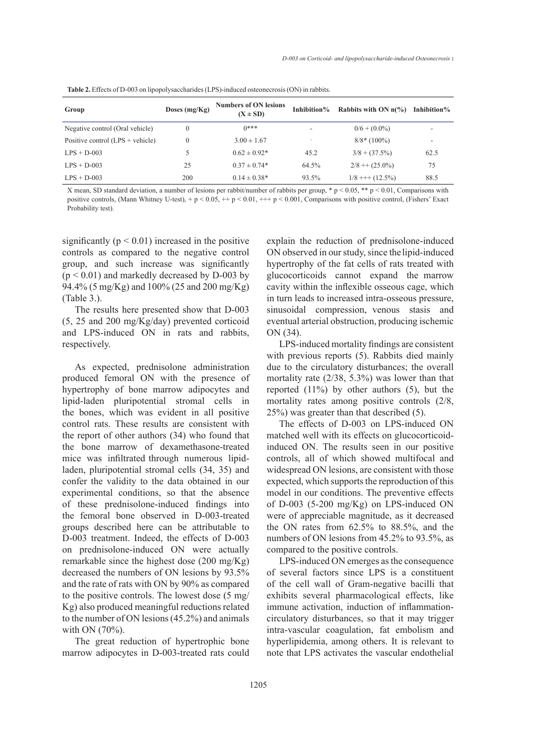**Table 2.** Effects of D-003 on lipopolysaccharides (LPS)-induced osteonecrosis (ON) in rabbits.

| Group | Doses (mg/Kg) | Numbers of ON lesions (X ± SD) | Inhibition% | Rabbits with ON n(%) | Inhibition% |
|---|---|---|---|---|---|
| Negative control (Oral vehicle) | 0 | 0*** | - | 0/6 + (0.0%) | - |
| Positive control (LPS + vehicle) | 0 | 3.00 ± 1.67 | - | 8/8* (100%) | - |
| LPS + D-003 | 5 | 0.62 ± 0.92* | 45.2 | 3/8 + (37.5%) | 62.5 |
| LPS + D-003 | 25 | 0.37 ± 0.74* | 64.5% | 2/8 ++ (25.0%) | 75 |
| LPS + D-003 | 200 | 0.14 ± 0.38* | 93.5% | 1/8 +++ (12.5%) | 88.5 |

X mean, SD standard deviation, a number of lesions per rabbit/number of rabbits per group, * $p < 0.05$, ** $p < 0.01$, Comparisons with positive controls, (Mann Whitney U-test), + $p < 0.05$, ++ $p < 0.01$, +++ $p < 0.001$, Comparisons with positive control, (Fishers' Exact Probability test).

significantly ($p < 0.01$) increased in the positive controls as compared to the negative control group, and such increase was significantly ($p < 0.01$) and markedly decreased by D-003 by 94.4% (5 mg/Kg) and 100% (25 and 200 mg/Kg) (Table 3.).

The results here presented show that D-003 (5, 25 and 200 mg/Kg/day) prevented corticoid and LPS-induced ON in rats and rabbits, respectively.

As expected, prednisolone administration produced femoral ON with the presence of hypertrophy of bone marrow adipocytes and lipid-laden pluripotential stromal cells in the bones, which was evident in all positive control rats. These results are consistent with the report of other authors (34) who found that the bone marrow of dexamethasone-treated mice was infiltrated through numerous lipid-laden, pluripotential stromal cells (34, 35) and confer the validity to the data obtained in our experimental conditions, so that the absence of these prednisolone-induced findings into the femoral bone observed in D-003-treated groups described here can be attributable to D-003 treatment. Indeed, the effects of D-003 on prednisolone-induced ON were actually remarkable since the highest dose (200 mg/Kg) decreased the numbers of ON lesions by 93.5% and the rate of rats with ON by 90% as compared to the positive controls. The lowest dose (5 mg/Kg) also produced meaningful reductions related to the number of ON lesions (45.2%) and animals with ON (70%).

The great reduction of hypertrophic bone marrow adipocytes in D-003-treated rats could explain the reduction of prednisolone-induced ON observed in our study, since the lipid-induced hypertrophy of the fat cells of rats treated with glucocorticoids cannot expand the marrow cavity within the inflexible osseous cage, which in turn leads to increased intra-osseous pressure, sinusoidal compression, venous stasis and eventual arterial obstruction, producing ischemic ON (34).

LPS-induced mortality findings are consistent with previous reports (5). Rabbits died mainly due to the circulatory disturbances; the overall mortality rate (2/38, 5.3%) was lower than that reported (11%) by other authors (5), but the mortality rates among positive controls (2/8, 25%) was greater than that described (5).

The effects of D-003 on LPS-induced ON matched well with its effects on glucocorticoid-induced ON. The results seen in our positive controls, all of which showed multifocal and widespread ON lesions, are consistent with those expected, which supports the reproduction of this model in our conditions. The preventive effects of D-003 (5-200 mg/Kg) on LPS-induced ON were of appreciable magnitude, as it decreased the ON rates from 62.5% to 88.5%, and the numbers of ON lesions from 45.2% to 93.5%, as compared to the positive controls.

LPS-induced ON emerges as the consequence of several factors since LPS is a constituent of the cell wall of Gram-negative bacilli that exhibits several pharmacological effects, like immune activation, induction of inflammation-circulatory disturbances, so that it may trigger intra-vascular coagulation, fat embolism and hyperlipidemia, among others. It is relevant to note that LPS activates the vascular endothelial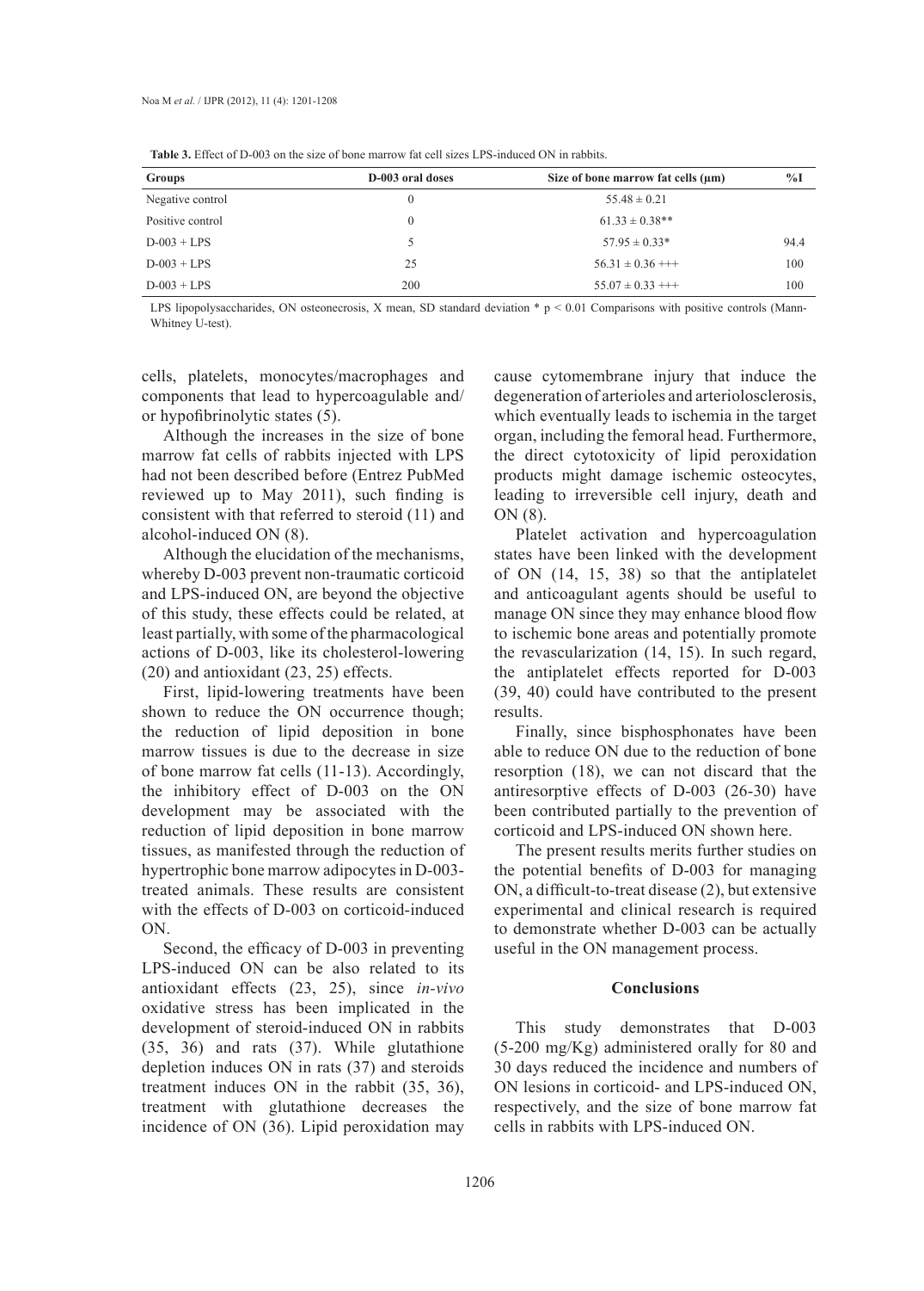**Table 3.** Effect of D-003 on the size of bone marrow fat cell sizes LPS-induced ON in rabbits.

| Groups | D-003 oral doses | Size of bone marrow fat cells (μm) | %I |
|---|---|---|---|
| Negative control | 0 | 55.48 ± 0.21 | |
| Positive control | 0 | 61.33 ± 0.38** | |
| D-003 + LPS | 5 | 57.95 ± 0.33* | 94.4 |
| D-003 + LPS | 25 | 56.31 ± 0.36 +++ | 100 |
| D-003 + LPS | 200 | 55.07 ± 0.33 +++ | 100 |

LPS lipopolysaccharides, ON osteonecrosis, X mean, SD standard deviation * $p < 0.01$ Comparisons with positive controls (Mann-Whitney U-test).

cells, platelets, monocytes/macrophages and components that lead to hypercoagulable and/or hypofibrinolytic states (5).

Although the increases in the size of bone marrow fat cells of rabbits injected with LPS had not been described before (Entrez PubMed reviewed up to May 2011), such finding is consistent with that referred to steroid (11) and alcohol-induced ON (8).

Although the elucidation of the mechanisms, whereby D-003 prevent non-traumatic corticoid and LPS-induced ON, are beyond the objective of this study, these effects could be related, at least partially, with some of the pharmacological actions of D-003, like its cholesterol-lowering (20) and antioxidant (23, 25) effects.

First, lipid-lowering treatments have been shown to reduce the ON occurrence though; the reduction of lipid deposition in bone marrow tissues is due to the decrease in size of bone marrow fat cells (11-13). Accordingly, the inhibitory effect of D-003 on the ON development may be associated with the reduction of lipid deposition in bone marrow tissues, as manifested through the reduction of hypertrophic bone marrow adipocytes in D-003-treated animals. These results are consistent with the effects of D-003 on corticoid-induced ON.

Second, the efficacy of D-003 in preventing LPS-induced ON can be also related to its antioxidant effects (23, 25), since *in-vivo* oxidative stress has been implicated in the development of steroid-induced ON in rabbits (35, 36) and rats (37). While glutathione depletion induces ON in rats (37) and steroids treatment induces ON in the rabbit (35, 36), treatment with glutathione decreases the incidence of ON (36). Lipid peroxidation may cause cytomembrane injury that induce the degeneration of arterioles and arteriolosclerosis, which eventually leads to ischemia in the target organ, including the femoral head. Furthermore, the direct cytotoxicity of lipid peroxidation products might damage ischemic osteocytes, leading to irreversible cell injury, death and ON (8).

Platelet activation and hypercoagulation states have been linked with the development of ON (14, 15, 38) so that the antiplatelet and anticoagulant agents should be useful to manage ON since they may enhance blood flow to ischemic bone areas and potentially promote the revascularization (14, 15). In such regard, the antiplatelet effects reported for D-003 (39, 40) could have contributed to the present results.

Finally, since bisphosphonates have been able to reduce ON due to the reduction of bone resorption (18), we can not discard that the antiresorptive effects of D-003 (26-30) have been contributed partially to the prevention of corticoid and LPS-induced ON shown here.

The present results merits further studies on the potential benefits of D-003 for managing ON, a difficult-to-treat disease (2), but extensive experimental and clinical research is required to demonstrate whether D-003 can be actually useful in the ON management process.

## Conclusions

This study demonstrates that D-003 (5-200 mg/Kg) administered orally for 80 and 30 days reduced the incidence and numbers of ON lesions in corticoid- and LPS-induced ON, respectively, and the size of bone marrow fat cells in rabbits with LPS-induced ON.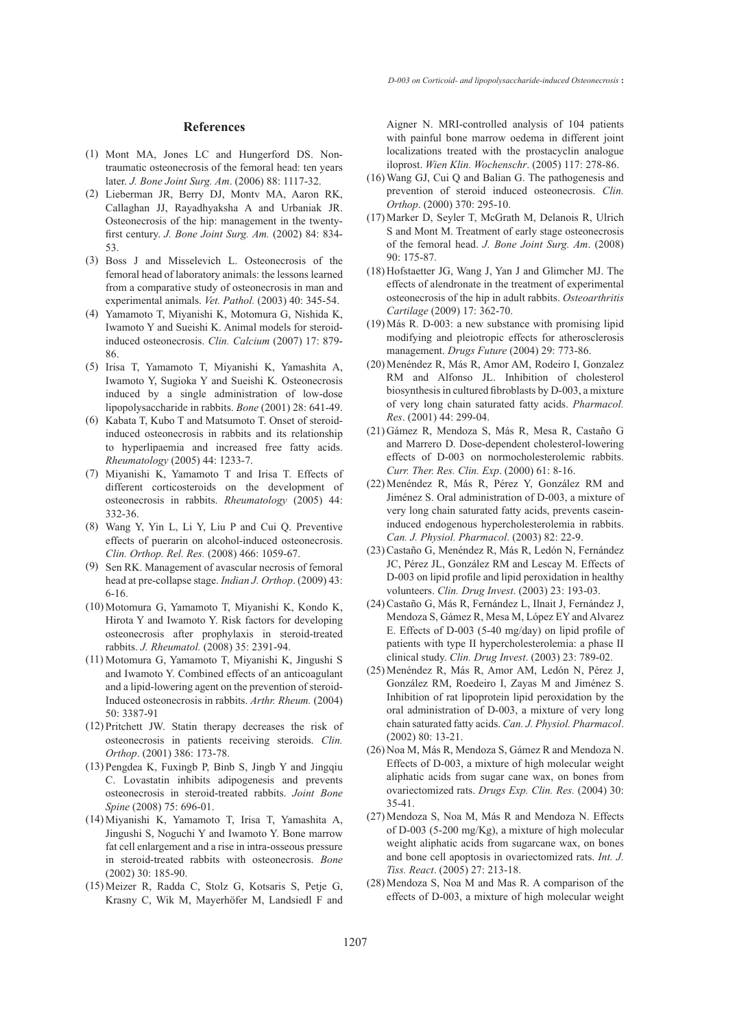## References

(1) Mont MA, Jones LC and Hungerford DS. Nontraumatic osteonecrosis of the femoral head: ten years later. *J. Bone Joint Surg. Am*. (2006) 88: 1117-32.

(2) Lieberman JR, Berry DJ, Montv MA, Aaron RK, Callaghan JJ, Rayadhyaksha A and Urbaniak JR. Osteonecrosis of the hip: management in the twenty-first century. *J. Bone Joint Surg. Am.* (2002) 84: 834-53.

(3) Boss J and Misselevich L. Osteonecrosis of the femoral head of laboratory animals: the lessons learned from a comparative study of osteonecrosis in man and experimental animals. *Vet. Pathol.* (2003) 40: 345-54.

(4) Yamamoto T, Miyanishi K, Motomura G, Nishida K, Iwamoto Y and Sueishi K. Animal models for steroid-induced osteonecrosis. *Clin. Calcium* (2007) 17: 879-86.

(5) Irisa T, Yamamoto T, Miyanishi K, Yamashita A, Iwamoto Y, Sugioka Y and Sueishi K. Osteonecrosis induced by a single administration of low-dose lipopolysaccharide in rabbits. *Bone* (2001) 28: 641-49.

(6) Kabata T, Kubo T and Matsumoto T. Onset of steroid-induced osteonecrosis in rabbits and its relationship to hyperlipaemia and increased free fatty acids. *Rheumatology* (2005) 44: 1233-7.

(7) Miyanishi K, Yamamoto T and Irisa T. Effects of different corticosteroids on the development of osteonecrosis in rabbits. *Rheumatology* (2005) 44: 332-36.

(8) Wang Y, Yin L, Li Y, Liu P and Cui Q. Preventive effects of puerarin on alcohol-induced osteonecrosis. *Clin. Orthop. Rel. Res.* (2008) 466: 1059-67.

(9) Sen RK. Management of avascular necrosis of femoral head at pre-collapse stage. *Indian J. Orthop*. (2009) 43: 6-16.

(10) Motomura G, Yamamoto T, Miyanishi K, Kondo K, Hirota Y and Iwamoto Y. Risk factors for developing osteonecrosis after prophylaxis in steroid-treated rabbits. *J. Rheumatol.* (2008) 35: 2391-94.

(11) Motomura G, Yamamoto T, Miyanishi K, Jingushi S and Iwamoto Y. Combined effects of an anticoagulant and a lipid-lowering agent on the prevention of steroid-Induced osteonecrosis in rabbits. *Arthr. Rheum.* (2004) 50: 3387-91

(12) Pritchett JW. Statin therapy decreases the risk of osteonecrosis in patients receiving steroids. *Clin. Orthop*. (2001) 386: 173-78.

(13) Pengdea K, Fuxingb P, Binb S, Jingb Y and Jingqiu C. Lovastatin inhibits adipogenesis and prevents osteonecrosis in steroid-treated rabbits. *Joint Bone Spine* (2008) 75: 696-01.

(14) Miyanishi K, Yamamoto T, Irisa T, Yamashita A, Jingushi S, Noguchi Y and Iwamoto Y. Bone marrow fat cell enlargement and a rise in intra-osseous pressure in steroid-treated rabbits with osteonecrosis. *Bone* (2002) 30: 185-90.

(15) Meizer R, Radda C, Stolz G, Kotsaris S, Petje G, Krasny C, Wik M, Mayerhöfer M, Landsiedl F and Aigner N. MRI-controlled analysis of 104 patients with painful bone marrow oedema in different joint localizations treated with the prostacyclin analogue iloprost. *Wien Klin. Wochenschr*. (2005) 117: 278-86.

(16) Wang GJ, Cui Q and Balian G. The pathogenesis and prevention of steroid induced osteonecrosis. *Clin. Orthop*. (2000) 370: 295-10.

(17) Marker D, Seyler T, McGrath M, Delanois R, Ulrich S and Mont M. Treatment of early stage osteonecrosis of the femoral head. *J. Bone Joint Surg. Am*. (2008) 90: 175-87.

(18) Hofstaetter JG, Wang J, Yan J and Glimcher MJ. The effects of alendronate in the treatment of experimental osteonecrosis of the hip in adult rabbits. *Osteoarthritis Cartilage* (2009) 17: 362-70.

(19) Más R. D-003: a new substance with promising lipid modifying and pleiotropic effects for atherosclerosis management. *Drugs Future* (2004) 29: 773-86.

(20) Menéndez R, Más R, Amor AM, Rodeiro I, Gonzalez RM and Alfonso JL. Inhibition of cholesterol biosynthesis in cultured fibroblasts by D-003, a mixture of very long chain saturated fatty acids. *Pharmacol. Res*. (2001) 44: 299-04.

(21) Gámez R, Mendoza S, Más R, Mesa R, Castaño G and Marrero D. Dose-dependent cholesterol-lowering effects of D-003 on normocholesterolemic rabbits. *Curr. Ther. Res. Clin. Exp*. (2000) 61: 8-16.

(22) Menéndez R, Más R, Pérez Y, González RM and Jiménez S. Oral administration of D-003, a mixture of very long chain saturated fatty acids, prevents casein-induced endogenous hypercholesterolemia in rabbits. *Can. J. Physiol. Pharmacol*. (2003) 82: 22-9.

(23) Castaño G, Menéndez R, Más R, Ledón N, Fernández JC, Pérez JL, González RM and Lescay M. Effects of D-003 on lipid profile and lipid peroxidation in healthy volunteers. *Clin. Drug Invest*. (2003) 23: 193-03.

(24) Castaño G, Más R, Fernández L, Ilnait J, Fernández J, Mendoza S, Gámez R, Mesa M, López EY and Alvarez E. Effects of D-003 (5-40 mg/day) on lipid profile of patients with type II hypercholesterolemia: a phase II clinical study. *Clin. Drug Invest*. (2003) 23: 789-02.

(25) Menéndez R, Más R, Amor AM, Ledón N, Pérez J, González RM, Roedeiro I, Zayas M and Jiménez S. Inhibition of rat lipoprotein lipid peroxidation by the oral administration of D-003, a mixture of very long chain saturated fatty acids. *Can. J. Physiol. Pharmacol*. (2002) 80: 13-21.

(26) Noa M, Más R, Mendoza S, Gámez R and Mendoza N. Effects of D-003, a mixture of high molecular weight aliphatic acids from sugar cane wax, on bones from ovariectomized rats. *Drugs Exp. Clin. Res.* (2004) 30: 35-41.

(27) Mendoza S, Noa M, Más R and Mendoza N. Effects of D-003 (5-200 mg/Kg), a mixture of high molecular weight aliphatic acids from sugarcane wax, on bones and bone cell apoptosis in ovariectomized rats. *Int. J. Tiss. React*. (2005) 27: 213-18.

(28) Mendoza S, Noa M and Mas R. A comparison of the effects of D-003, a mixture of high molecular weight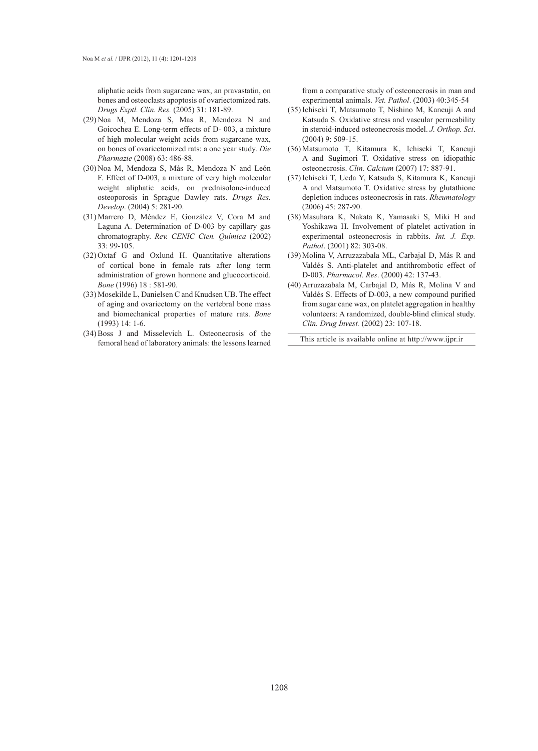aliphatic acids from sugarcane wax, an pravastatin, on bones and osteoclasts apoptosis of ovariectomized rats. *Drugs Exptl. Clin. Res.* (2005) 31: 181-89.

(29) Noa M, Mendoza S, Mas R, Mendoza N and Goicochea E. Long-term effects of D- 003, a mixture of high molecular weight acids from sugarcane wax, on bones of ovariectomized rats: a one year study. *Die Pharmazie* (2008) 63: 486-88.

(30) Noa M, Mendoza S, Más R, Mendoza N and León F. Effect of D-003, a mixture of very high molecular weight aliphatic acids, on prednisolone-induced osteoporosis in Sprague Dawley rats. *Drugs Res. Develop*. (2004) 5: 281-90.

(31) Marrero D, Méndez E, González V, Cora M and Laguna A. Determination of D-003 by capillary gas chromatography. *Rev. CENIC Cien. Química* (2002) 33: 99-105.

(32) Oxtaf G and Oxlund H. Quantitative alterations of cortical bone in female rats after long term administration of grown hormone and glucocorticoid. *Bone* (1996) 18 : 581-90.

(33) Mosekilde L, Danielsen C and Knudsen UB. The effect of aging and ovariectomy on the vertebral bone mass and biomechanical properties of mature rats. *Bone* (1993) 14: 1-6.

(34) Boss J and Misselevich L. Osteonecrosis of the femoral head of laboratory animals: the lessons learned from a comparative study of osteonecrosis in man and experimental animals. *Vet. Pathol*. (2003) 40:345-54

(35) Ichiseki T, Matsumoto T, Nishino M, Kaneuji A and Katsuda S. Oxidative stress and vascular permeability in steroid-induced osteonecrosis model. *J. Orthop. Sci*. (2004) 9: 509-15.

(36) Matsumoto T, Kitamura K, Ichiseki T, Kaneuji A and Sugimori T. Oxidative stress on idiopathic osteonecrosis. *Clin. Calcium* (2007) 17: 887-91.

(37) Ichiseki T, Ueda Y, Katsuda S, Kitamura K, Kaneuji A and Matsumoto T. Oxidative stress by glutathione depletion induces osteonecrosis in rats. *Rheumatology* (2006) 45: 287-90.

(38) Masuhara K, Nakata K, Yamasaki S, Miki H and Yoshikawa H. Involvement of platelet activation in experimental osteonecrosis in rabbits. *Int. J. Exp. Pathol*. (2001) 82: 303-08.

(39) Molina V, Arruzazabala ML, Carbajal D, Más R and Valdés S. Anti-platelet and antithrombotic effect of D-003. *Pharmacol. Res*. (2000) 42: 137-43.

(40) Arruzazabala M, Carbajal D, Más R, Molina V and Valdés S. Effects of D-003, a new compound purified from sugar cane wax, on platelet aggregation in healthy volunteers: A randomized, double-blind clinical study. *Clin. Drug Invest.* (2002) 23: 107-18.

This article is available online at http://www.ijpr.ir